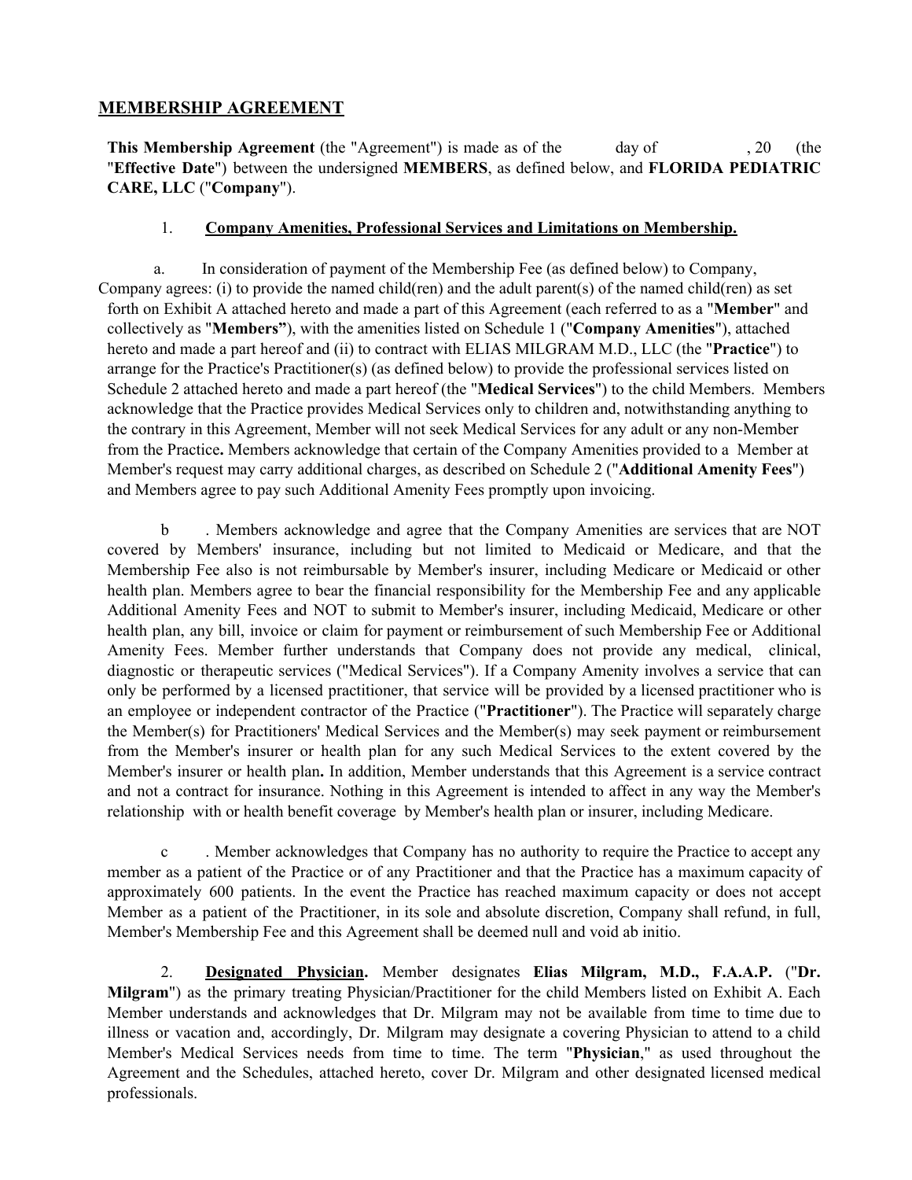## MEMBERSHIP AGREEMENT

**This Membership Agreement** (the "Agreement") is made as of the day of , 20 (the "**Effective Date**") between the undersigned **MEMBERS**, as defined below, and **FLORIDA PEDIATRIC CARE, LLC** ("**Company**").

1. **Company Amenities, Professional Services and Limitations on Membership.**

a. In consideration of payment of the Membership Fee (as defined below) to Company, Company agrees: (i) to provide the named child(ren) and the adult parent(s) of the named child(ren) as set forth on Exhibit A attached hereto and made a part of this Agreement (each referred to as a "**Member**" and collectively as "**Members"**), with the amenities listed on Schedule 1 ("**Company Amenities**"), attached hereto and made a part hereof and (ii) to contract with ELIAS MILGRAM M.D., LLC (the "**Practice**") to arrange for the Practice's Practitioner(s) (as defined below) to provide the professional services listed on Schedule 2 attached hereto and made a part hereof (the "**Medical Services**") to the child Members. Members acknowledge that the Practice provides Medical Services only to children and, notwithstanding anything to the contrary in this Agreement, Member will not seek Medical Services for any adult or any non-Member from the Practice**.** Members acknowledge that certain of the Company Amenities provided to a Member at Member's request may carry additional charges, as described on Schedule 2 ("**Additional Amenity Fees**") and Members agree to pay such Additional Amenity Fees promptly upon invoicing.

b . Members acknowledge and agree that the Company Amenities are services that are NOT covered by Members' insurance, including but not limited to Medicaid or Medicare, and that the Membership Fee also is not reimbursable by Member's insurer, including Medicare or Medicaid or other health plan. Members agree to bear the financial responsibility for the Membership Fee and any applicable Additional Amenity Fees and NOT to submit to Member's insurer, including Medicaid, Medicare or other health plan, any bill, invoice or claim for payment or reimbursement of such Membership Fee or Additional Amenity Fees. Member further understands that Company does not provide any medical, clinical, diagnostic or therapeutic services ("Medical Services"). If a Company Amenity involves a service that can only be performed by a licensed practitioner, that service will be provided by a licensed practitioner who is an employee or independent contractor of the Practice ("**Practitioner**"). The Practice will separately charge the Member(s) for Practitioners' Medical Services and the Member(s) may seek payment or reimbursement from the Member's insurer or health plan for any such Medical Services to the extent covered by the Member's insurer or health plan**.** In addition, Member understands that this Agreement is a service contract and not a contract for insurance. Nothing in this Agreement is intended to affect in any way the Member's relationship with or health benefit coverage by Member's health plan or insurer, including Medicare.

c . Member acknowledges that Company has no authority to require the Practice to accept any member as a patient of the Practice or of any Practitioner and that the Practice has a maximum capacity of approximately 600 patients. In the event the Practice has reached maximum capacity or does not accept Member as a patient of the Practitioner, in its sole and absolute discretion, Company shall refund, in full, Member's Membership Fee and this Agreement shall be deemed null and void ab initio.

2. **Designated Physician.** Member designates **Elias Milgram, M.D., F.A.A.P.** ("**Dr. Milgram**") as the primary treating Physician/Practitioner for the child Members listed on Exhibit A. Each Member understands and acknowledges that Dr. Milgram may not be available from time to time due to illness or vacation and, accordingly, Dr. Milgram may designate a covering Physician to attend to a child Member's Medical Services needs from time to time. The term "**Physician**," as used throughout the Agreement and the Schedules, attached hereto, cover Dr. Milgram and other designated licensed medical professionals.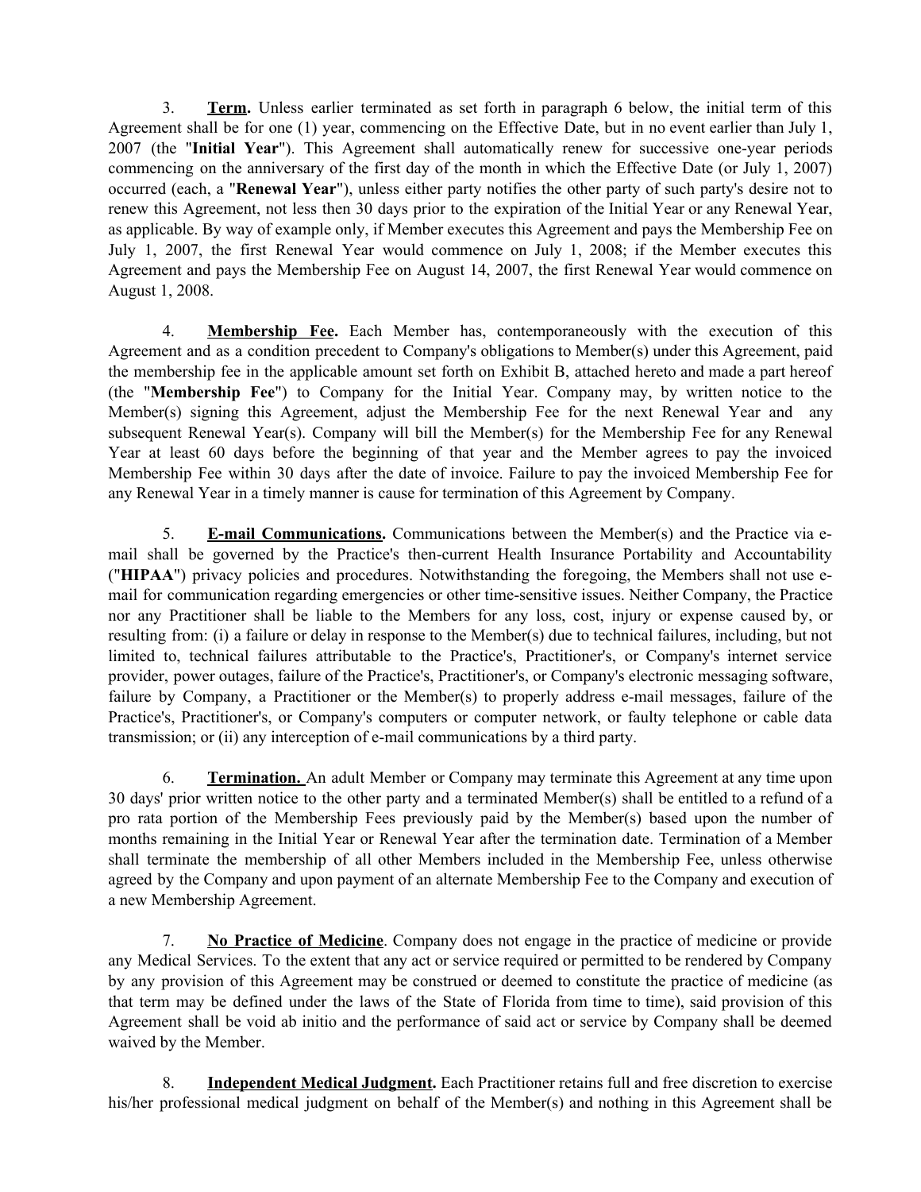3. **Term.** Unless earlier terminated as set forth in paragraph 6 below, the initial term of this Agreement shall be for one (1) year, commencing on the Effective Date, but in no event earlier than July 1, 2007 (the "**Initial Year**"). This Agreement shall automatically renew for successive one-year periods commencing on the anniversary of the first day of the month in which the Effective Date (or July 1, 2007) occurred (each, a "**Renewal Year**"), unless either party notifies the other party of such party's desire not to renew this Agreement, not less then 30 days prior to the expiration of the Initial Year or any Renewal Year, as applicable. By way of example only, if Member executes this Agreement and pays the Membership Fee on July 1, 2007, the first Renewal Year would commence on July 1, 2008; if the Member executes this Agreement and pays the Membership Fee on August 14, 2007, the first Renewal Year would commence on August 1, 2008.

4. **Membership Fee.** Each Member has, contemporaneously with the execution of this Agreement and as a condition precedent to Company's obligations to Member(s) under this Agreement, paid the membership fee in the applicable amount set forth on Exhibit B, attached hereto and made a part hereof (the "**Membership Fee**") to Company for the Initial Year. Company may, by written notice to the Member(s) signing this Agreement, adjust the Membership Fee for the next Renewal Year and any subsequent Renewal Year(s). Company will bill the Member(s) for the Membership Fee for any Renewal Year at least 60 days before the beginning of that year and the Member agrees to pay the invoiced Membership Fee within 30 days after the date of invoice. Failure to pay the invoiced Membership Fee for any Renewal Year in a timely manner is cause for termination of this Agreement by Company.

5. **E-mail Communications.** Communications between the Member(s) and the Practice via e-mail shall be governed by the Practice's then-current Health Insurance Portability and Accountability ("**HIPAA**") privacy policies and procedures. Notwithstanding the foregoing, the Members shall not use e-mail for communication regarding emergencies or other time-sensitive issues. Neither Company, the Practice nor any Practitioner shall be liable to the Members for any loss, cost, injury or expense caused by, or resulting from: (i) a failure or delay in response to the Member(s) due to technical failures, including, but not limited to, technical failures attributable to the Practice's, Practitioner's, or Company's internet service provider, power outages, failure of the Practice's, Practitioner's, or Company's electronic messaging software, failure by Company, a Practitioner or the Member(s) to properly address e-mail messages, failure of the Practice's, Practitioner's, or Company's computers or computer network, or faulty telephone or cable data transmission; or (ii) any interception of e-mail communications by a third party.

6. **Termination.** An adult Member or Company may terminate this Agreement at any time upon 30 days' prior written notice to the other party and a terminated Member(s) shall be entitled to a refund of a pro rata portion of the Membership Fees previously paid by the Member(s) based upon the number of months remaining in the Initial Year or Renewal Year after the termination date. Termination of a Member shall terminate the membership of all other Members included in the Membership Fee, unless otherwise agreed by the Company and upon payment of an alternate Membership Fee to the Company and execution of a new Membership Agreement.

7. **No Practice of Medicine**. Company does not engage in the practice of medicine or provide any Medical Services. To the extent that any act or service required or permitted to be rendered by Company by any provision of this Agreement may be construed or deemed to constitute the practice of medicine (as that term may be defined under the laws of the State of Florida from time to time), said provision of this Agreement shall be void ab initio and the performance of said act or service by Company shall be deemed waived by the Member.

8. **Independent Medical Judgment.** Each Practitioner retains full and free discretion to exercise his/her professional medical judgment on behalf of the Member(s) and nothing in this Agreement shall be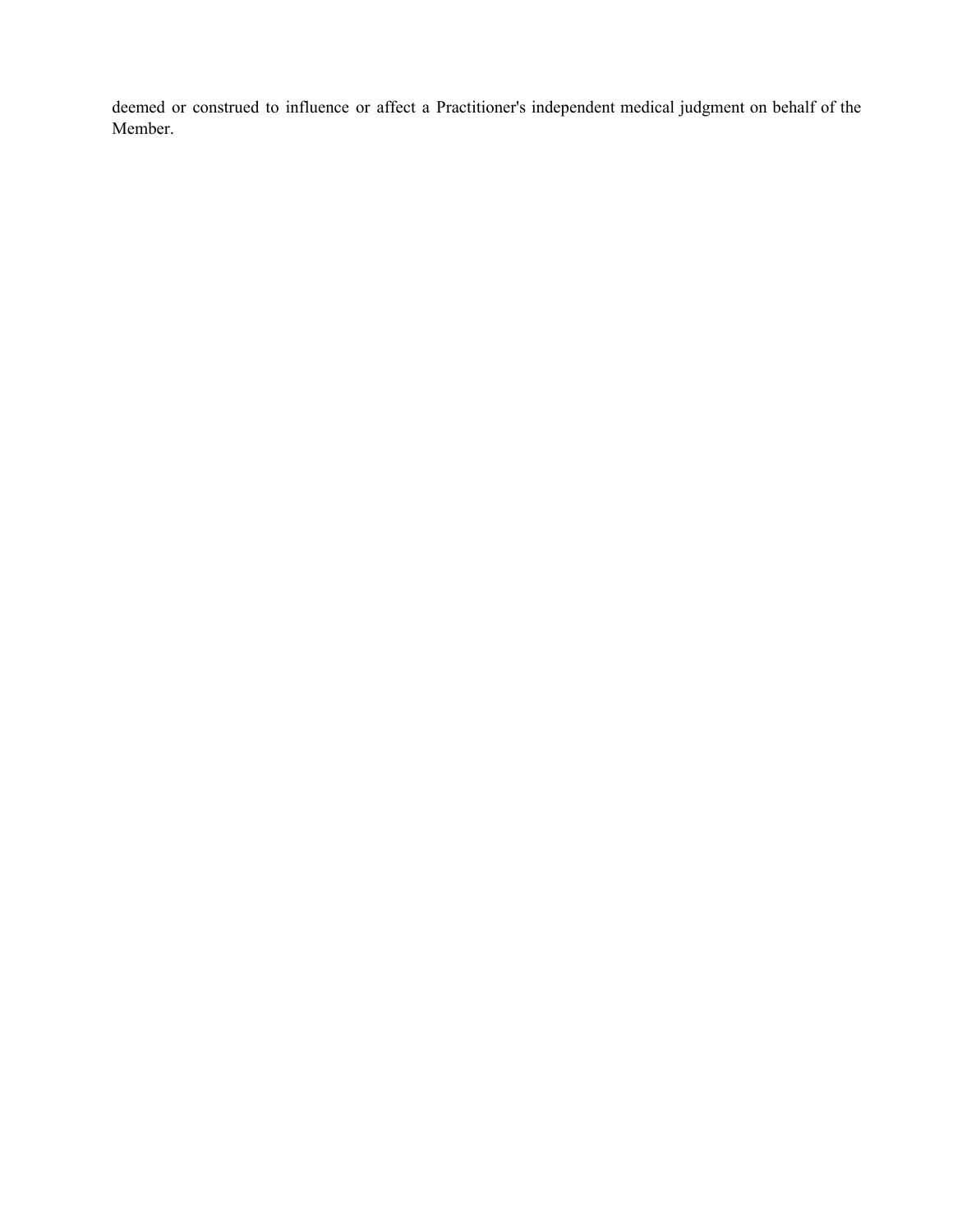deemed or construed to influence or affect a Practitioner's independent medical judgment on behalf of the Member.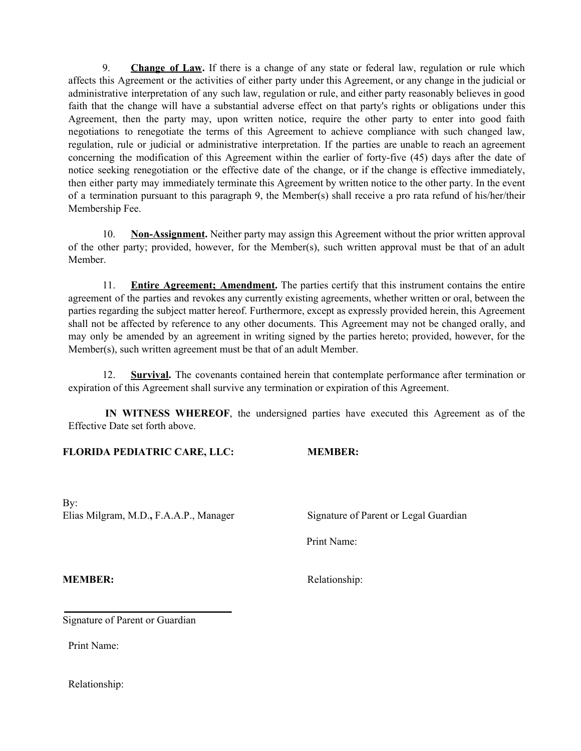9. **Change of Law.** If there is a change of any state or federal law, regulation or rule which affects this Agreement or the activities of either party under this Agreement, or any change in the judicial or administrative interpretation of any such law, regulation or rule, and either party reasonably believes in good faith that the change will have a substantial adverse effect on that party's rights or obligations under this Agreement, then the party may, upon written notice, require the other party to enter into good faith negotiations to renegotiate the terms of this Agreement to achieve compliance with such changed law, regulation, rule or judicial or administrative interpretation. If the parties are unable to reach an agreement concerning the modification of this Agreement within the earlier of forty-five (45) days after the date of notice seeking renegotiation or the effective date of the change, or if the change is effective immediately, then either party may immediately terminate this Agreement by written notice to the other party. In the event of a termination pursuant to this paragraph 9, the Member(s) shall receive a pro rata refund of his/her/their Membership Fee.

10. **Non-Assignment.** Neither party may assign this Agreement without the prior written approval of the other party; provided, however, for the Member(s), such written approval must be that of an adult Member.

11. **Entire Agreement; Amendment.** The parties certify that this instrument contains the entire agreement of the parties and revokes any currently existing agreements, whether written or oral, between the parties regarding the subject matter hereof. Furthermore, except as expressly provided herein, this Agreement shall not be affected by reference to any other documents. This Agreement may not be changed orally, and may only be amended by an agreement in writing signed by the parties hereto; provided, however, for the Member(s), such written agreement must be that of an adult Member.

12. **Survival.** The covenants contained herein that contemplate performance after termination or expiration of this Agreement shall survive any termination or expiration of this Agreement.

**IN WITNESS WHEREOF**, the undersigned parties have executed this Agreement as of the Effective Date set forth above.

**FLORIDA PEDIATRIC CARE, LLC:**

By:
Elias Milgram, M.D.**,** F.A.A.P., Manager

**MEMBER:**

Signature of Parent or Legal Guardian

Print Name:

Relationship:

**MEMBER:**

______________________________
Signature of Parent or Guardian

Print Name:

Relationship: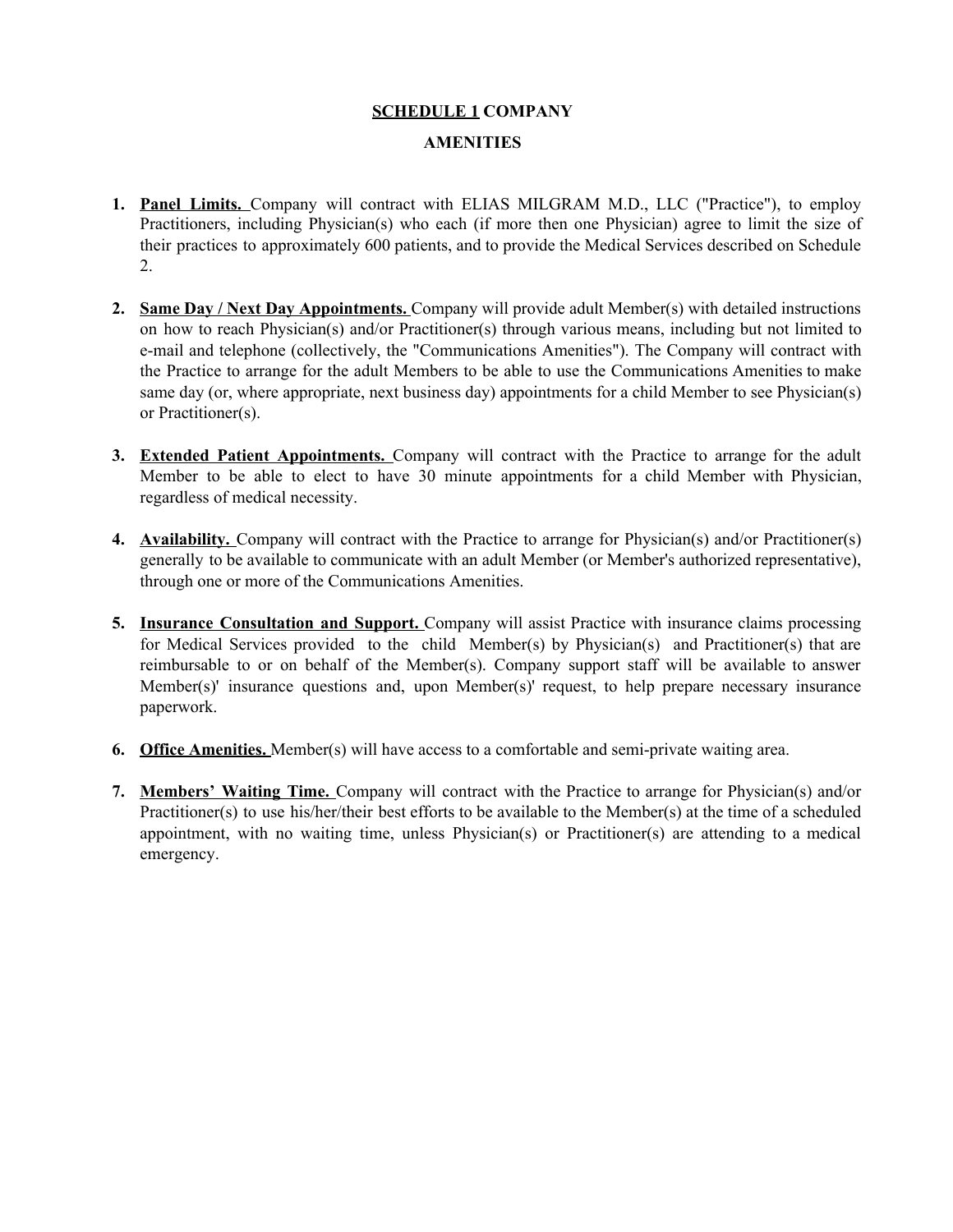# SCHEDULE 1 COMPANY AMENITIES

1. **Panel Limits.** Company will contract with ELIAS MILGRAM M.D., LLC ("Practice"), to employ Practitioners, including Physician(s) who each (if more then one Physician) agree to limit the size of their practices to approximately 600 patients, and to provide the Medical Services described on Schedule 2.

2. **Same Day / Next Day Appointments.** Company will provide adult Member(s) with detailed instructions on how to reach Physician(s) and/or Practitioner(s) through various means, including but not limited to e-mail and telephone (collectively, the "Communications Amenities"). The Company will contract with the Practice to arrange for the adult Members to be able to use the Communications Amenities to make same day (or, where appropriate, next business day) appointments for a child Member to see Physician(s) or Practitioner(s).

3. **Extended Patient Appointments.** Company will contract with the Practice to arrange for the adult Member to be able to elect to have 30 minute appointments for a child Member with Physician, regardless of medical necessity.

4. **Availability.** Company will contract with the Practice to arrange for Physician(s) and/or Practitioner(s) generally to be available to communicate with an adult Member (or Member's authorized representative), through one or more of the Communications Amenities.

5. **Insurance Consultation and Support.** Company will assist Practice with insurance claims processing for Medical Services provided to the child Member(s) by Physician(s) and Practitioner(s) that are reimbursable to or on behalf of the Member(s). Company support staff will be available to answer Member(s)' insurance questions and, upon Member(s)' request, to help prepare necessary insurance paperwork.

6. **Office Amenities.** Member(s) will have access to a comfortable and semi-private waiting area.

7. **Members' Waiting Time.** Company will contract with the Practice to arrange for Physician(s) and/or Practitioner(s) to use his/her/their best efforts to be available to the Member(s) at the time of a scheduled appointment, with no waiting time, unless Physician(s) or Practitioner(s) are attending to a medical emergency.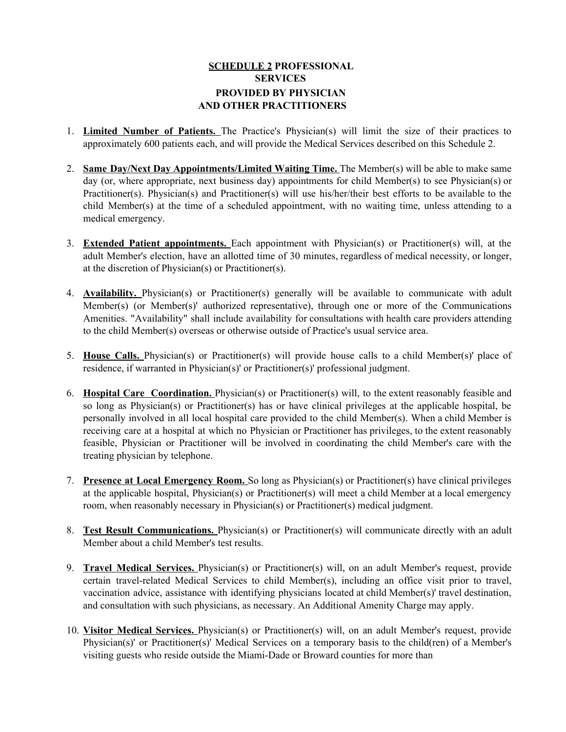## SCHEDULE 2 PROFESSIONAL SERVICES PROVIDED BY PHYSICIAN AND OTHER PRACTITIONERS

1. **Limited Number of Patients.** The Practice's Physician(s) will limit the size of their practices to approximately 600 patients each, and will provide the Medical Services described on this Schedule 2.

2. **Same Day/Next Day Appointments/Limited Waiting Time.** The Member(s) will be able to make same day (or, where appropriate, next business day) appointments for child Member(s) to see Physician(s) or Practitioner(s). Physician(s) and Practitioner(s) will use his/her/their best efforts to be available to the child Member(s) at the time of a scheduled appointment, with no waiting time, unless attending to a medical emergency.

3. **Extended Patient appointments.** Each appointment with Physician(s) or Practitioner(s) will, at the adult Member's election, have an allotted time of 30 minutes, regardless of medical necessity, or longer, at the discretion of Physician(s) or Practitioner(s).

4. **Availability.** Physician(s) or Practitioner(s) generally will be available to communicate with adult Member(s) (or Member(s)' authorized representative), through one or more of the Communications Amenities. "Availability" shall include availability for consultations with health care providers attending to the child Member(s) overseas or otherwise outside of Practice's usual service area.

5. **House Calls.** Physician(s) or Practitioner(s) will provide house calls to a child Member(s)' place of residence, if warranted in Physician(s)' or Practitioner(s)' professional judgment.

6. **Hospital Care Coordination.** Physician(s) or Practitioner(s) will, to the extent reasonably feasible and so long as Physician(s) or Practitioner(s) has or have clinical privileges at the applicable hospital, be personally involved in all local hospital care provided to the child Member(s). When a child Member is receiving care at a hospital at which no Physician or Practitioner has privileges, to the extent reasonably feasible, Physician or Practitioner will be involved in coordinating the child Member's care with the treating physician by telephone.

7. **Presence at Local Emergency Room.** So long as Physician(s) or Practitioner(s) have clinical privileges at the applicable hospital, Physician(s) or Practitioner(s) will meet a child Member at a local emergency room, when reasonably necessary in Physician(s) or Practitioner(s) medical judgment.

8. **Test Result Communications.** Physician(s) or Practitioner(s) will communicate directly with an adult Member about a child Member's test results.

9. **Travel Medical Services.** Physician(s) or Practitioner(s) will, on an adult Member's request, provide certain travel-related Medical Services to child Member(s), including an office visit prior to travel, vaccination advice, assistance with identifying physicians located at child Member(s)' travel destination, and consultation with such physicians, as necessary. An Additional Amenity Charge may apply.

10. **Visitor Medical Services.** Physician(s) or Practitioner(s) will, on an adult Member's request, provide Physician(s)' or Practitioner(s)' Medical Services on a temporary basis to the child(ren) of a Member's visiting guests who reside outside the Miami-Dade or Broward counties for more than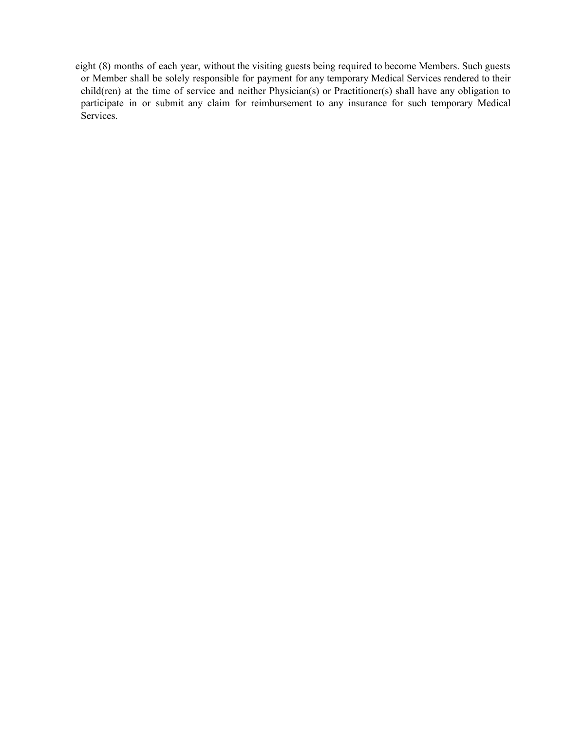eight (8) months of each year, without the visiting guests being required to become Members. Such guests or Member shall be solely responsible for payment for any temporary Medical Services rendered to their child(ren) at the time of service and neither Physician(s) or Practitioner(s) shall have any obligation to participate in or submit any claim for reimbursement to any insurance for such temporary Medical Services.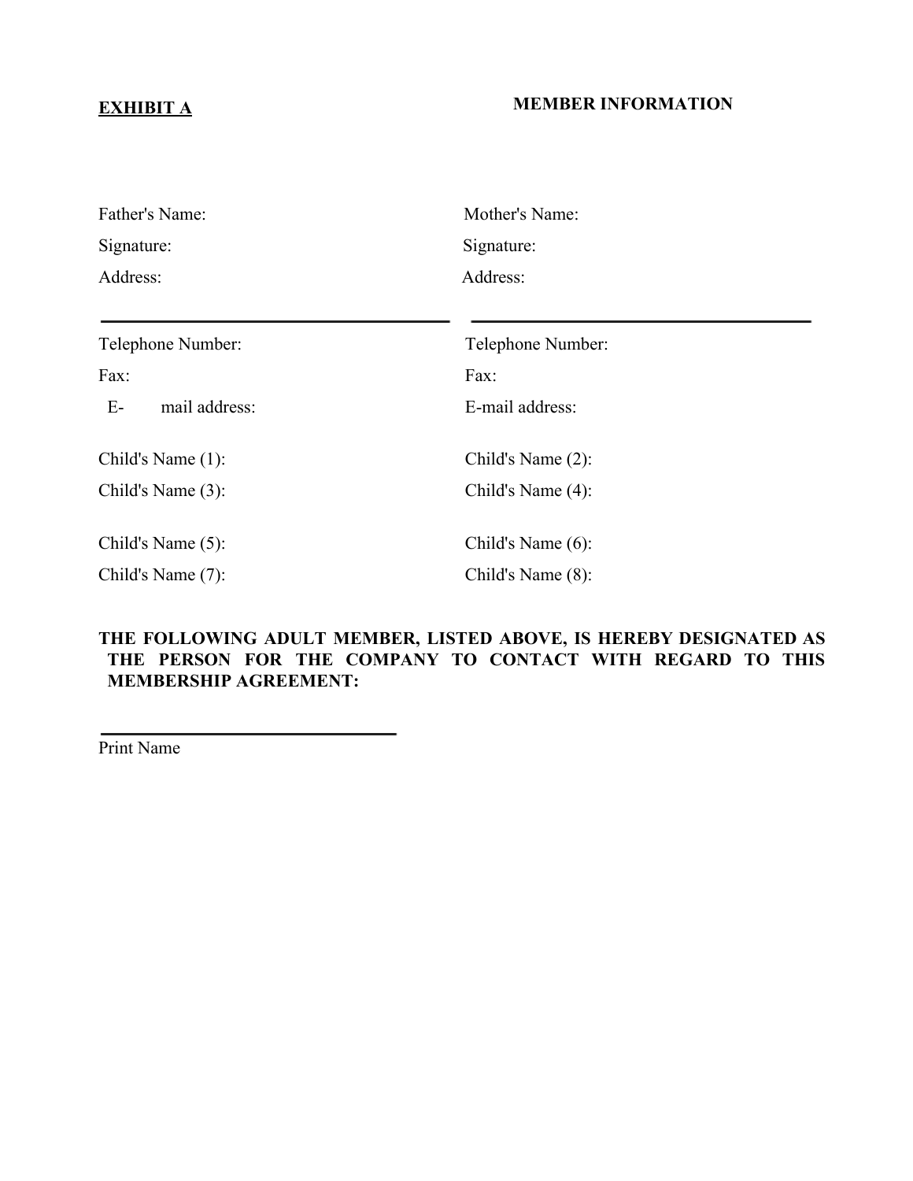**EXHIBIT A**

**MEMBER INFORMATION**

| | |
|---|---|
| Father's Name: | Mother's Name: |
| Signature: | Signature: |
| Address: | Address: |
| ______________________________ | ______________________________ |
| Telephone Number: | Telephone Number: |
| Fax: | Fax: |
| E- mail address: | E-mail address: |
| Child's Name (1): | Child's Name (2): |
| Child's Name (3): | Child's Name (4): |
| Child's Name (5): | Child's Name (6): |
| Child's Name (7): | Child's Name (8): |

**THE FOLLOWING ADULT MEMBER, LISTED ABOVE, IS HEREBY DESIGNATED AS THE PERSON FOR THE COMPANY TO CONTACT WITH REGARD TO THIS MEMBERSHIP AGREEMENT:**

______________________________

Print Name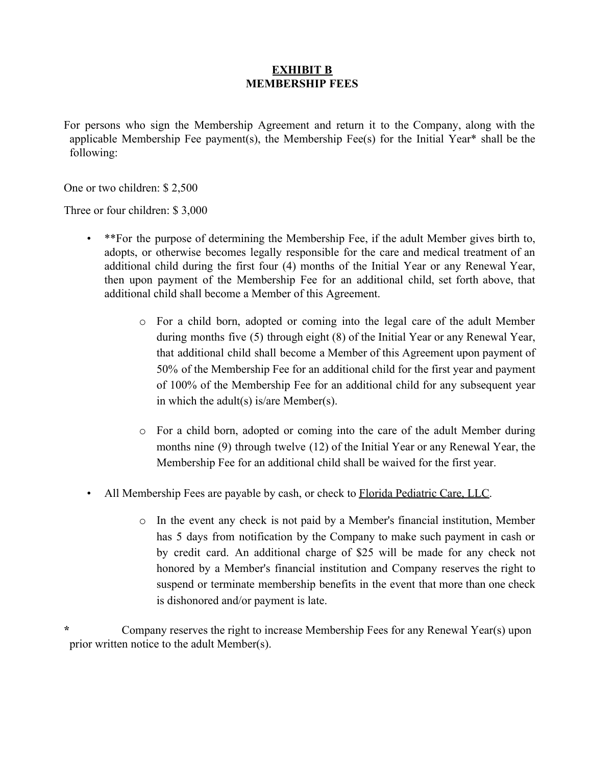**<u>EXHIBIT B</u>**
**MEMBERSHIP FEES**

For persons who sign the Membership Agreement and return it to the Company, along with the applicable Membership Fee payment(s), the Membership Fee(s) for the Initial Year* shall be the following:

One or two children: $ 2,500

Three or four children: $ 3,000

- **For the purpose of determining the Membership Fee, if the adult Member gives birth to, adopts, or otherwise becomes legally responsible for the care and medical treatment of an additional child during the first four (4) months of the Initial Year or any Renewal Year, then upon payment of the Membership Fee for an additional child, set forth above, that additional child shall become a Member of this Agreement.
    - For a child born, adopted or coming into the legal care of the adult Member during months five (5) through eight (8) of the Initial Year or any Renewal Year, that additional child shall become a Member of this Agreement upon payment of 50% of the Membership Fee for an additional child for the first year and payment of 100% of the Membership Fee for an additional child for any subsequent year in which the adult(s) is/are Member(s).
    - For a child born, adopted or coming into the care of the adult Member during months nine (9) through twelve (12) of the Initial Year or any Renewal Year, the Membership Fee for an additional child shall be waived for the first year.
- All Membership Fees are payable by cash, or check to <u>Florida Pediatric Care, LLC</u>.
    - In the event any check is not paid by a Member's financial institution, Member has 5 days from notification by the Company to make such payment in cash or by credit card. An additional charge of $25 will be made for any check not honored by a Member's financial institution and Company reserves the right to suspend or terminate membership benefits in the event that more than one check is dishonored and/or payment is late.

**\*** Company reserves the right to increase Membership Fees for any Renewal Year(s) upon prior written notice to the adult Member(s).